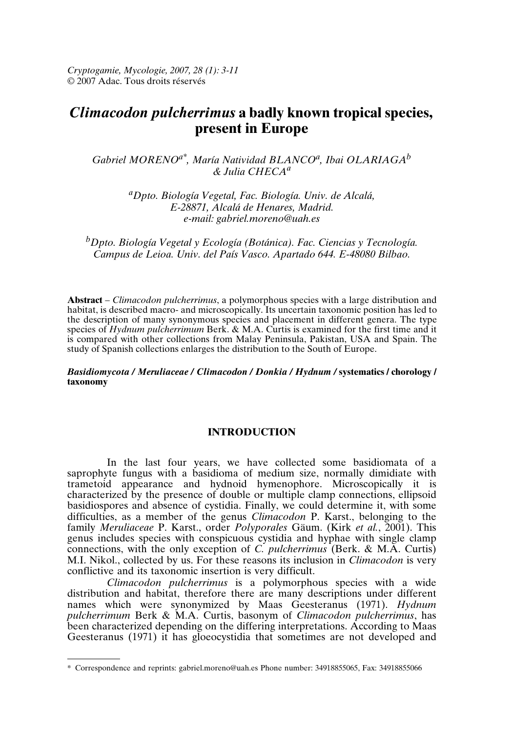# *Climacodon pulcherrimus* a badly known tropical species, present in Europe

*Gabriel MORENO*[a*], *María Natividad BLANCO*[a], *Ibai OLARIAGA*[b] *& Julia CHECA*[a]

[a]*Dpto. Biología Vegetal, Fac. Biología. Univ. de Alcalá, E-28871, Alcalá de Henares, Madrid. e-mail: gabriel.moreno@uah.es*

[b]*Dpto. Biología Vegetal y Ecología (Botánica). Fac. Ciencias y Tecnología. Campus de Leioa. Univ. del País Vasco. Apartado 644. E-48080 Bilbao.*

**Abstract** – *Climacodon pulcherrimus*, a polymorphous species with a large distribution and habitat, is described macro- and microscopically. Its uncertain taxonomic position has led to the description of many synonymous species and placement in different genera. The type species of *Hydnum pulcherrimum* Berk. & M.A. Curtis is examined for the first time and it is compared with other collections from Malay Peninsula, Pakistan, USA and Spain. The study of Spanish collections enlarges the distribution to the South of Europe.

***Basidiomycota / Meruliaceae / Climacodon / Donkia / Hydnum /*** **systematics / chorology / taxonomy**

## INTRODUCTION

In the last four years, we have collected some basidiomata of a saprophyte fungus with a basidioma of medium size, normally dimidiate with trametoid appearance and hydnoid hymenophore. Microscopically it is characterized by the presence of double or multiple clamp connections, ellipsoid basidiospores and absence of cystidia. Finally, we could determine it, with some difficulties, as a member of the genus *Climacodon* P. Karst., belonging to the family *Meruliaceae* P. Karst., order *Polyporales* Gäum. (Kirk *et al.*, 2001). This genus includes species with conspicuous cystidia and hyphae with single clamp connections, with the only exception of *C. pulcherrimus* (Berk. & M.A. Curtis) M.I. Nikol., collected by us. For these reasons its inclusion in *Climacodon* is very conflictive and its taxonomic insertion is very difficult.

*Climacodon pulcherrimus* is a polymorphous species with a wide distribution and habitat, therefore there are many descriptions under different names which were synonymized by Maas Geesteranus (1971). *Hydnum pulcherrimum* Berk & M.A. Curtis, basonym of *Climacodon pulcherrimus*, has been characterized depending on the differing interpretations. According to Maas Geesteranus (1971) it has gloeocystidia that sometimes are not developed and

---

\* Correspondence and reprints: gabriel.moreno@uah.es Phone number: 34918855065, Fax: 34918855066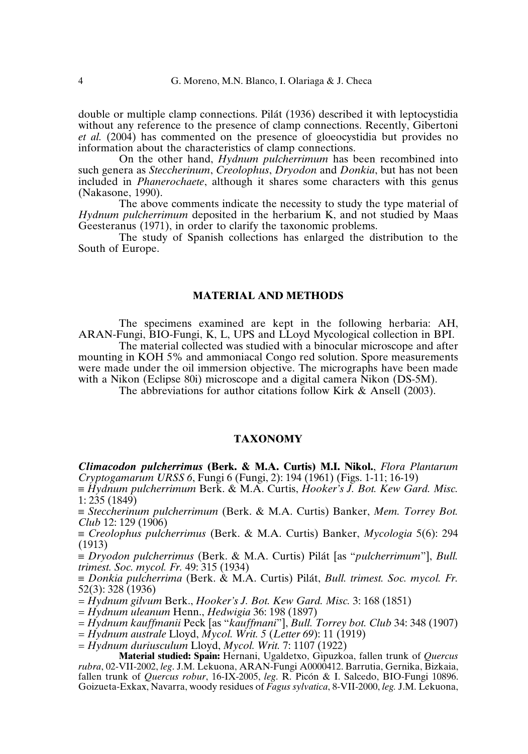double or multiple clamp connections. Pilát (1936) described it with leptocystidia without any reference to the presence of clamp connections. Recently, Gibertoni *et al.* (2004) has commented on the presence of gloeocystidia but provides no information about the characteristics of clamp connections.

On the other hand, *Hydnum pulcherrimum* has been recombined into such genera as *Steccherinum*, *Creolophus*, *Dryodon* and *Donkia*, but has not been included in *Phanerochaete*, although it shares some characters with this genus (Nakasone, 1990).

The above comments indicate the necessity to study the type material of *Hydnum pulcherrimum* deposited in the herbarium K, and not studied by Maas Geesteranus (1971), in order to clarify the taxonomic problems.

The study of Spanish collections has enlarged the distribution to the South of Europe.

## MATERIAL AND METHODS

The specimens examined are kept in the following herbaria: AH, ARAN-Fungi, BIO-Fungi, K, L, UPS and LLoyd Mycological collection in BPI.

The material collected was studied with a binocular microscope and after mounting in KOH 5% and ammoniacal Congo red solution. Spore measurements were made under the oil immersion objective. The micrographs have been made with a Nikon (Eclipse 80i) microscope and a digital camera Nikon (DS-5M).

The abbreviations for author citations follow Kirk & Ansell (2003).

## TAXONOMY

***Climacodon pulcherrimus* (Berk. & M.A. Curtis) M.I. Nikol.**, *Flora Plantarum Cryptogamarum URSS 6*, Fungi 6 (Fungi, 2): 194 (1961) (Figs. 1-11; 16-19)

≡ *Hydnum pulcherrimum* Berk. & M.A. Curtis, *Hooker's J. Bot. Kew Gard. Misc.* 1: 235 (1849)

≡ *Steccherinum pulcherrimum* (Berk. & M.A. Curtis) Banker, *Mem. Torrey Bot. Club* 12: 129 (1906)

≡ *Creolophus pulcherrimus* (Berk. & M.A. Curtis) Banker, *Mycologia* 5(6): 294 (1913)

≡ *Dryodon pulcherrimus* (Berk. & M.A. Curtis) Pilát [as "*pulcherrimum*"], *Bull. trimest. Soc. mycol. Fr.* 49: 315 (1934)

≡ *Donkia pulcherrima* (Berk. & M.A. Curtis) Pilát, *Bull. trimest. Soc. mycol. Fr.* 52(3): 328 (1936)

= *Hydnum gilvum* Berk., *Hooker's J. Bot. Kew Gard. Misc.* 3: 168 (1851)

= *Hydnum uleanum* Henn., *Hedwigia* 36: 198 (1897)

= *Hydnum kauffmanii* Peck [as "*kauffmani*"], *Bull. Torrey bot. Club* 34: 348 (1907)

= *Hydnum australe* Lloyd, *Mycol. Writ. 5* (*Letter 69*): 11 (1919)

= *Hydnum duriusculum* Lloyd, *Mycol. Writ.* 7: 1107 (1922)

**Material studied: Spain:** Hernani, Ugaldetxo, Gipuzkoa, fallen trunk of *Quercus rubra*, 02-VII-2002, *leg*. J.M. Lekuona, ARAN-Fungi A0000412. Barrutia, Gernika, Bizkaia, fallen trunk of *Quercus robur*, 16-IX-2005, *leg*. R. Picón & I. Salcedo, BIO-Fungi 10896. Goizueta-Exkax, Navarra, woody residues of *Fagus sylvatica*, 8-VII-2000, *leg.* J.M. Lekuona,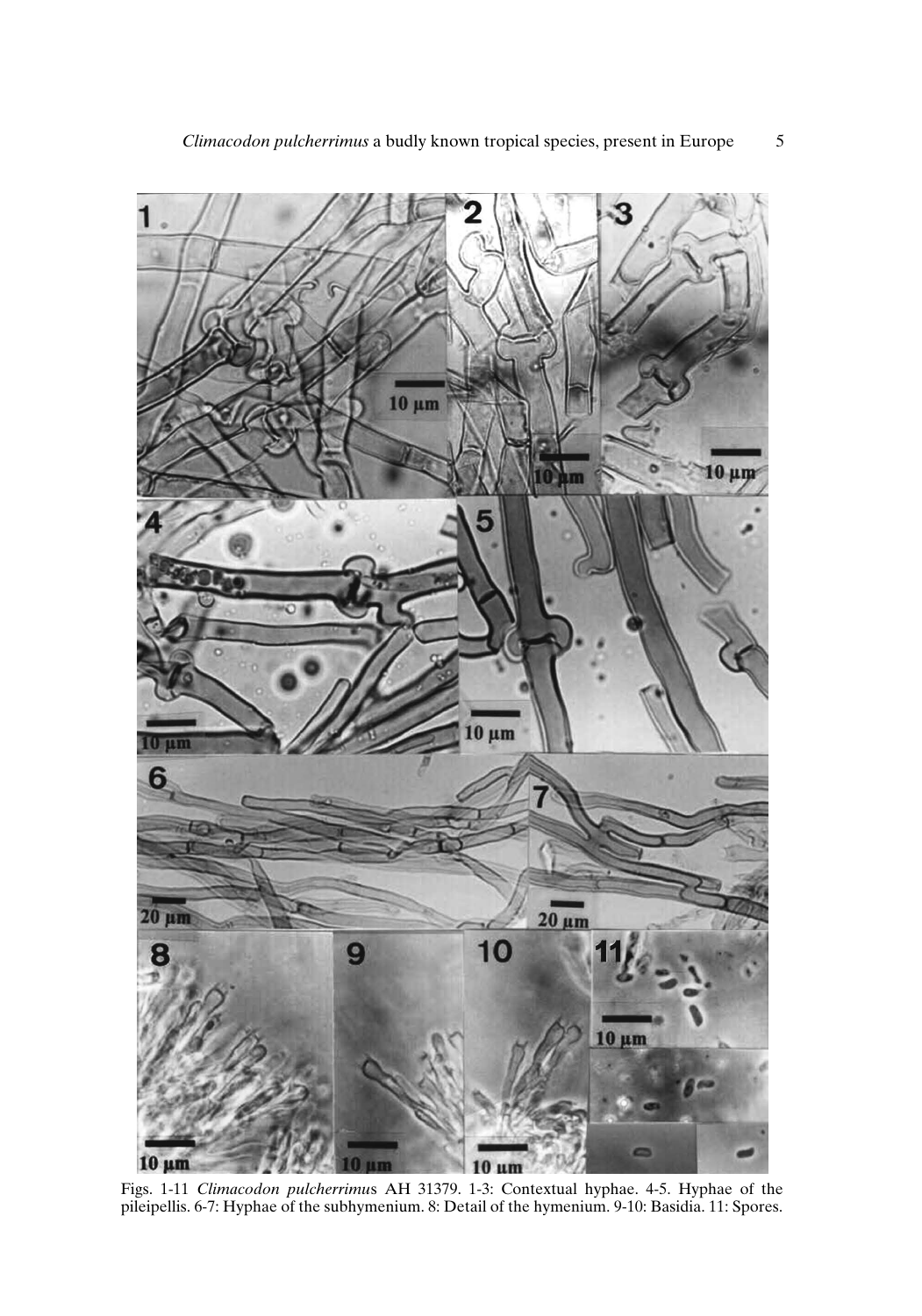Figs. 1-11 *Climacodon pulcherrimus* AH 31379. 1-3: Contextual hyphae. 4-5. Hyphae of the pileipellis. 6-7: Hyphae of the subhymenium. 8: Detail of the hymenium. 9-10: Basidia. 11: Spores.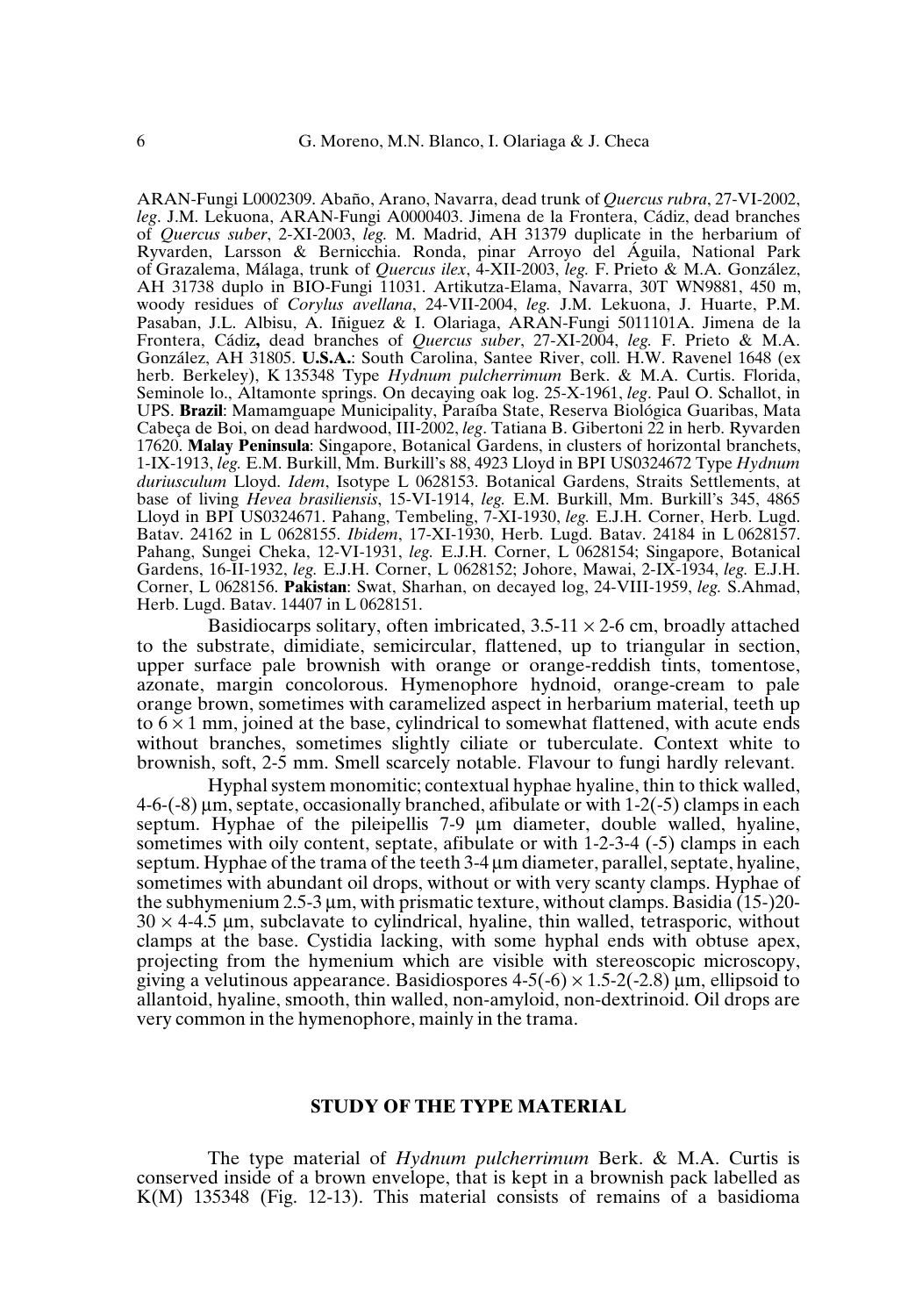ARAN-Fungi L0002309. Abaño, Arano, Navarra, dead trunk of *Quercus rubra*, 27-VI-2002, *leg*. J.M. Lekuona, ARAN-Fungi A0000403. Jimena de la Frontera, Cádiz, dead branches of *Quercus suber*, 2-XI-2003, *leg.* M. Madrid, AH 31379 duplicate in the herbarium of Ryvarden, Larsson & Bernicchia. Ronda, pinar Arroyo del Águila, National Park of Grazalema, Málaga, trunk of *Quercus ilex*, 4-XII-2003, *leg.* F. Prieto & M.A. González, AH 31738 duplo in BIO-Fungi 11031. Artikutza-Elama, Navarra, 30T WN9881, 450 m, woody residues of *Corylus avellana*, 24-VII-2004, *leg.* J.M. Lekuona, J. Huarte, P.M. Pasaban, J.L. Albisu, A. Iñiguez & I. Olariaga, ARAN-Fungi 5011101A. Jimena de la Frontera, Cádiz**,** dead branches of *Quercus suber*, 27-XI-2004, *leg.* F. Prieto & M.A. González, AH 31805. **U.S.A.**: South Carolina, Santee River, coll. H.W. Ravenel 1648 (ex herb. Berkeley), K 135348 Type *Hydnum pulcherrimum* Berk. & M.A. Curtis. Florida, Seminole lo., Altamonte springs. On decaying oak log. 25-X-1961, *leg*. Paul O. Schallot, in UPS. **Brazil**: Mamamguape Municipality, Paraíba State, Reserva Biológica Guaribas, Mata Cabeça de Boi, on dead hardwood, III-2002, *leg*. Tatiana B. Gibertoni 22 in herb. Ryvarden 17620. **Malay Peninsula**: Singapore, Botanical Gardens, in clusters of horizontal branchets, 1-IX-1913, *leg.* E.M. Burkill, Mm. Burkill's 88, 4923 Lloyd in BPI US0324672 Type *Hydnum duriusculum* Lloyd. *Idem*, Isotype L 0628153. Botanical Gardens, Straits Settlements, at base of living *Hevea brasiliensis*, 15-VI-1914, *leg.* E.M. Burkill, Mm. Burkill's 345, 4865 Lloyd in BPI US0324671. Pahang, Tembeling, 7-XI-1930, *leg.* E.J.H. Corner, Herb. Lugd. Batav. 24162 in L 0628155. *Ibidem*, 17-XI-1930, Herb. Lugd. Batav. 24184 in L 0628157. Pahang, Sungei Cheka, 12-VI-1931, *leg.* E.J.H. Corner, L 0628154; Singapore, Botanical Gardens, 16-II-1932, *leg.* E.J.H. Corner, L 0628152; Johore, Mawai, 2-IX-1934, *leg.* E.J.H. Corner, L 0628156. **Pakistan**: Swat, Sharhan, on decayed log, 24-VIII-1959, *leg.* S.Ahmad, Herb. Lugd. Batav. 14407 in L 0628151.

Basidiocarps solitary, often imbricated, 3.5-11 × 2-6 cm, broadly attached to the substrate, dimidiate, semicircular, flattened, up to triangular in section, upper surface pale brownish with orange or orange-reddish tints, tomentose, azonate, margin concolorous. Hymenophore hydnoid, orange-cream to pale orange brown, sometimes with caramelized aspect in herbarium material, teeth up to 6 × 1 mm, joined at the base, cylindrical to somewhat flattened, with acute ends without branches, sometimes slightly ciliate or tuberculate. Context white to brownish, soft, 2-5 mm. Smell scarcely notable. Flavour to fungi hardly relevant.

Hyphal system monomitic; contextual hyphae hyaline, thin to thick walled, 4-6-(-8) µm, septate, occasionally branched, afibulate or with 1-2(-5) clamps in each septum. Hyphae of the pileipellis 7-9 µm diameter, double walled, hyaline, sometimes with oily content, septate, afibulate or with 1-2-3-4 (-5) clamps in each septum. Hyphae of the trama of the teeth 3-4 µm diameter, parallel, septate, hyaline, sometimes with abundant oil drops, without or with very scanty clamps. Hyphae of the subhymenium 2.5-3 µm, with prismatic texture, without clamps. Basidia (15-)20-30 × 4-4.5 µm, subclavate to cylindrical, hyaline, thin walled, tetrasporic, without clamps at the base. Cystidia lacking, with some hyphal ends with obtuse apex, projecting from the hymenium which are visible with stereoscopic microscopy, giving a velutinous appearance. Basidiospores 4-5(-6) × 1.5-2(-2.8) µm, ellipsoid to allantoid, hyaline, smooth, thin walled, non-amyloid, non-dextrinoid. Oil drops are very common in the hymenophore, mainly in the trama.

## STUDY OF THE TYPE MATERIAL

The type material of *Hydnum pulcherrimum* Berk. & M.A. Curtis is conserved inside of a brown envelope, that is kept in a brownish pack labelled as K(M) 135348 (Fig. 12-13). This material consists of remains of a basidioma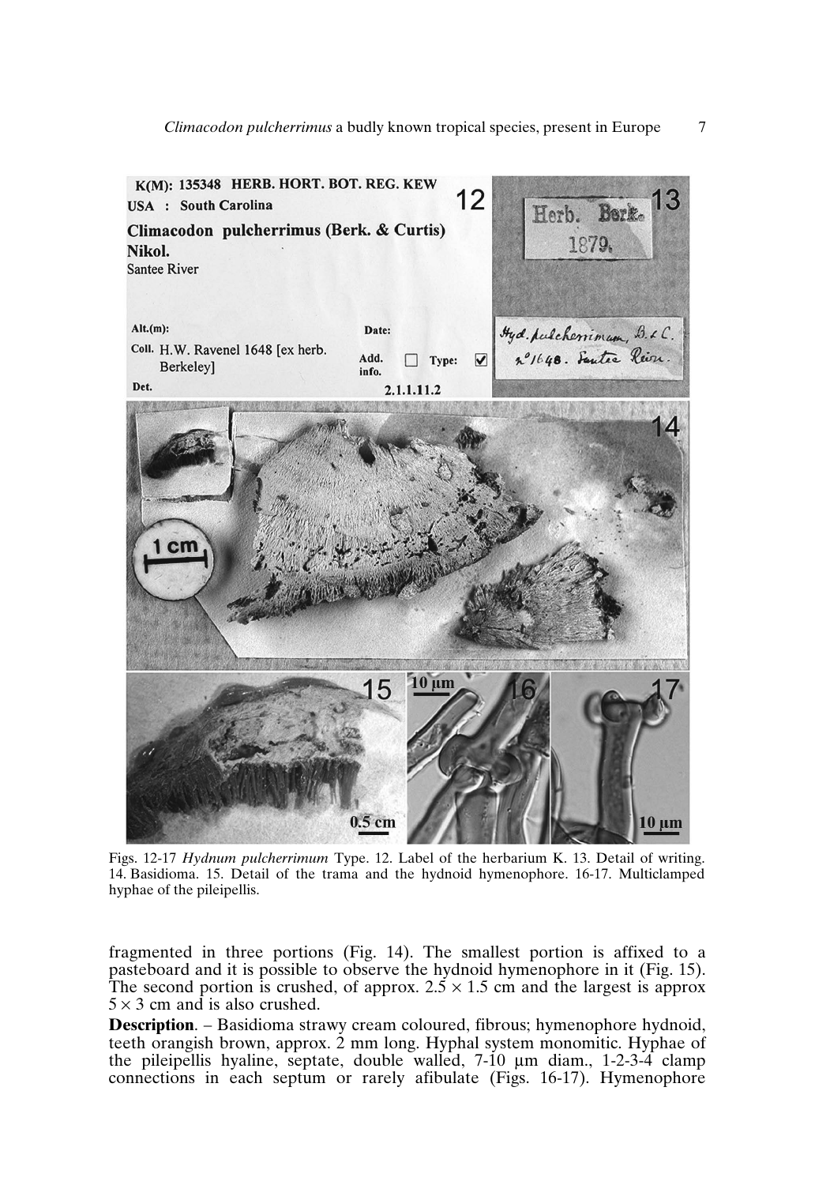Figs. 12-17 *Hydnum pulcherrimum* Type. 12. Label of the herbarium K. 13. Detail of writing. 14. Basidioma. 15. Detail of the trama and the hydnoid hymenophore. 16-17. Multiclamped hyphae of the pileipellis.

fragmented in three portions (Fig. 14). The smallest portion is affixed to a pasteboard and it is possible to observe the hydnoid hymenophore in it (Fig. 15). The second portion is crushed, of approx. $2.5 \times 1.5$ cm and the largest is approx $5 \times 3$ cm and is also crushed.

**Description**. – Basidioma strawy cream coloured, fibrous; hymenophore hydnoid, teeth orangish brown, approx. 2 mm long. Hyphal system monomitic. Hyphae of the pileipellis hyaline, septate, double walled, 7-10 µm diam., 1-2-3-4 clamp connections in each septum or rarely afibulate (Figs. 16-17). Hymenophore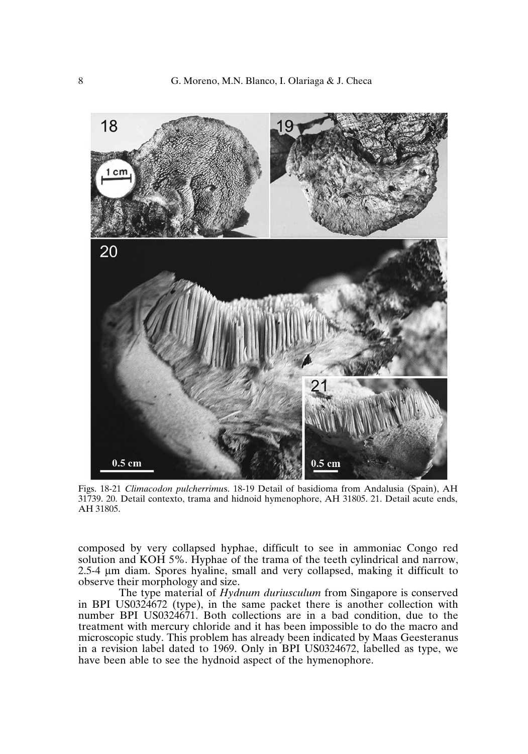Figs. 18-21 *Climacodon pulcherrimus*. 18-19 Detail of basidioma from Andalusia (Spain), AH 31739. 20. Detail contexto, trama and hidnoid hymenophore, AH 31805. 21. Detail acute ends, AH 31805.

composed by very collapsed hyphae, difficult to see in ammoniac Congo red solution and KOH 5%. Hyphae of the trama of the teeth cylindrical and narrow, 2.5-4 µm diam. Spores hyaline, small and very collapsed, making it difficult to observe their morphology and size.

The type material of *Hydnum duriusculum* from Singapore is conserved in BPI US0324672 (type), in the same packet there is another collection with number BPI US0324671. Both collections are in a bad condition, due to the treatment with mercury chloride and it has been impossible to do the macro and microscopic study. This problem has already been indicated by Maas Geesteranus in a revision label dated to 1969. Only in BPI US0324672, labelled as type, we have been able to see the hydnoid aspect of the hymenophore.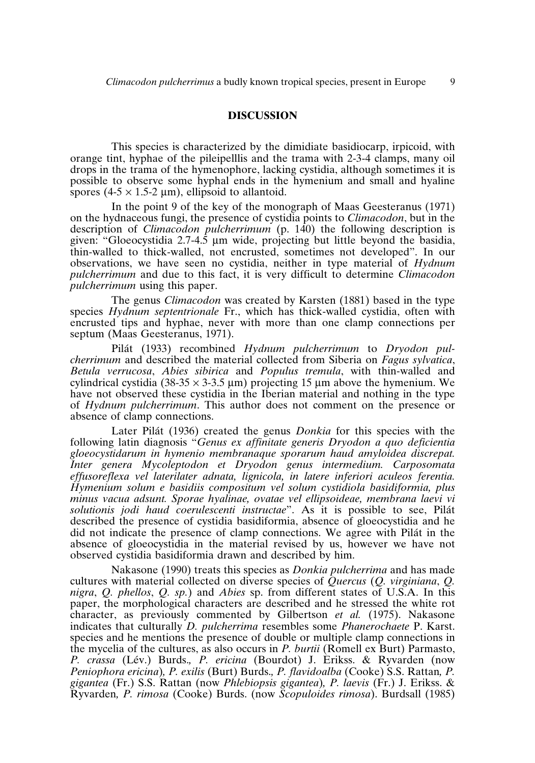## DISCUSSION

This species is characterized by the dimidiate basidiocarp, irpicoid, with orange tint, hyphae of the pileipelllis and the trama with 2-3-4 clamps, many oil drops in the trama of the hymenophore, lacking cystidia, although sometimes it is possible to observe some hyphal ends in the hymenium and small and hyaline spores (4-5 × 1.5-2 µm), ellipsoid to allantoid.

In the point 9 of the key of the monograph of Maas Geesteranus (1971) on the hydnaceous fungi, the presence of cystidia points to *Climacodon*, but in the description of *Climacodon pulcherrimum* (p. 140) the following description is given: "Gloeocystidia 2.7-4.5 µm wide, projecting but little beyond the basidia, thin-walled to thick-walled, not encrusted, sometimes not developed". In our observations, we have seen no cystidia, neither in type material of *Hydnum pulcherrimum* and due to this fact, it is very difficult to determine *Climacodon pulcherrimum* using this paper.

The genus *Climacodon* was created by Karsten (1881) based in the type species *Hydnum septentrionale* Fr., which has thick-walled cystidia, often with encrusted tips and hyphae, never with more than one clamp connections per septum (Maas Geesteranus, 1971).

Pilát (1933) recombined *Hydnum pulcherrimum* to *Dryodon pulcherrimum* and described the material collected from Siberia on *Fagus sylvatica*, *Betula verrucosa*, *Abies sibirica* and *Populus tremula*, with thin-walled and cylindrical cystidia (38-35 × 3-3.5 µm) projecting 15 µm above the hymenium. We have not observed these cystidia in the Iberian material and nothing in the type of *Hydnum pulcherrimum*. This author does not comment on the presence or absence of clamp connections.

Later Pilát (1936) created the genus *Donkia* for this species with the following latin diagnosis "*Genus ex affinitate generis Dryodon a quo deficientia gloeocystidarum in hymenio membranaque sporarum haud amyloidea discrepat. Inter genera Mycoleptodon et Dryodon genus intermedium. Carposomata effusoreflexa vel laterilater adnata, lignicola, in latere inferiori aculeos ferentia. Hymenium solum e basidiis compositum vel solum cystidiola basidiformia, plus minus vacua adsunt. Sporae hyalinae, ovatae vel ellipsoideae, membrana laevi vi solutionis jodi haud coerulescenti instructae*". As it is possible to see, Pilát described the presence of cystidia basidiformia, absence of gloeocystidia and he did not indicate the presence of clamp connections. We agree with Pilát in the absence of gloeocystidia in the material revised by us, however we have not observed cystidia basidiformia drawn and described by him.

Nakasone (1990) treats this species as *Donkia pulcherrima* and has made cultures with material collected on diverse species of *Quercus* (*Q. virginiana*, *Q. nigra*, *Q. phellos*, *Q. sp.*) and *Abies* sp. from different states of U.S.A. In this paper, the morphological characters are described and he stressed the white rot character, as previously commented by Gilbertson *et al.* (1975). Nakasone indicates that culturally *D. pulcherrima* resembles some *Phanerochaete* P. Karst. species and he mentions the presence of double or multiple clamp connections in the mycelia of the cultures, as also occurs in *P. burtii* (Romell ex Burt) Parmasto, *P. crassa* (Lév.) Burds., *P. ericina* (Bourdot) J. Erikss. & Ryvarden (now *Peniophora ericina*), *P. exilis* (Burt) Burds., *P. flavidoalba* (Cooke) S.S. Rattan, *P. gigantea* (Fr.) S.S. Rattan (now *Phlebiopsis gigantea*), *P. laevis* (Fr.) J. Erikss. & Ryvarden, *P. rimosa* (Cooke) Burds. (now *Scopuloides rimosa*). Burdsall (1985)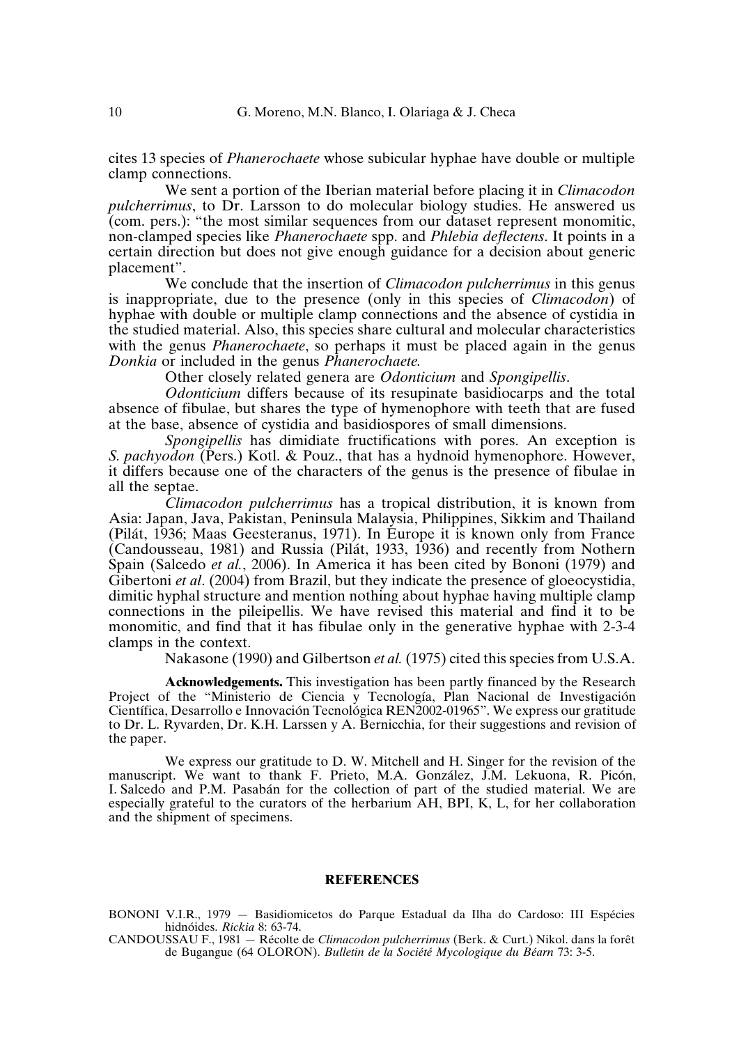cites 13 species of *Phanerochaete* whose subicular hyphae have double or multiple clamp connections.

We sent a portion of the Iberian material before placing it in *Climacodon pulcherrimus*, to Dr. Larsson to do molecular biology studies. He answered us (com. pers.): "the most similar sequences from our dataset represent monomitic, non-clamped species like *Phanerochaete* spp. and *Phlebia deflectens*. It points in a certain direction but does not give enough guidance for a decision about generic placement".

We conclude that the insertion of *Climacodon pulcherrimus* in this genus is inappropriate, due to the presence (only in this species of *Climacodon*) of hyphae with double or multiple clamp connections and the absence of cystidia in the studied material. Also, this species share cultural and molecular characteristics with the genus *Phanerochaete*, so perhaps it must be placed again in the genus *Donkia* or included in the genus *Phanerochaete.*

Other closely related genera are *Odonticium* and *Spongipellis*.

*Odonticium* differs because of its resupinate basidiocarps and the total absence of fibulae, but shares the type of hymenophore with teeth that are fused at the base, absence of cystidia and basidiospores of small dimensions.

*Spongipellis* has dimidiate fructifications with pores. An exception is *S. pachyodon* (Pers.) Kotl. & Pouz., that has a hydnoid hymenophore. However, it differs because one of the characters of the genus is the presence of fibulae in all the septae.

*Climacodon pulcherrimus* has a tropical distribution, it is known from Asia: Japan, Java, Pakistan, Peninsula Malaysia, Philippines, Sikkim and Thailand (Pilát, 1936; Maas Geesteranus, 1971). In Europe it is known only from France (Candousseau, 1981) and Russia (Pilát, 1933, 1936) and recently from Nothern Spain (Salcedo *et al.*, 2006). In America it has been cited by Bononi (1979) and Gibertoni *et al*. (2004) from Brazil, but they indicate the presence of gloeocystidia, dimitic hyphal structure and mention nothing about hyphae having multiple clamp connections in the pileipellis. We have revised this material and find it to be monomitic, and find that it has fibulae only in the generative hyphae with 2-3-4 clamps in the context.

Nakasone (1990) and Gilbertson *et al.* (1975) cited this species from U.S.A.

**Acknowledgements.** This investigation has been partly financed by the Research Project of the "Ministerio de Ciencia y Tecnología, Plan Nacional de Investigación Científica, Desarrollo e Innovación Tecnológica REN2002-01965". We express our gratitude to Dr. L. Ryvarden, Dr. K.H. Larssen y A. Bernicchia, for their suggestions and revision of the paper.

We express our gratitude to D. W. Mitchell and H. Singer for the revision of the manuscript. We want to thank F. Prieto, M.A. González, J.M. Lekuona, R. Picón, I. Salcedo and P.M. Pasabán for the collection of part of the studied material. We are especially grateful to the curators of the herbarium AH, BPI, K, L, for her collaboration and the shipment of specimens.

## REFERENCES

BONONI V.I.R., 1979 — Basidiomicetos do Parque Estadual da Ilha do Cardoso: III Espécies hidnóides. *Rickia* 8: 63-74.

CANDOUSSAU F., 1981 — Récolte de *Climacodon pulcherrimus* (Berk. & Curt.) Nikol. dans la forêt de Bugangue (64 OLORON). *Bulletin de la Société Mycologique du Béarn* 73: 3-5.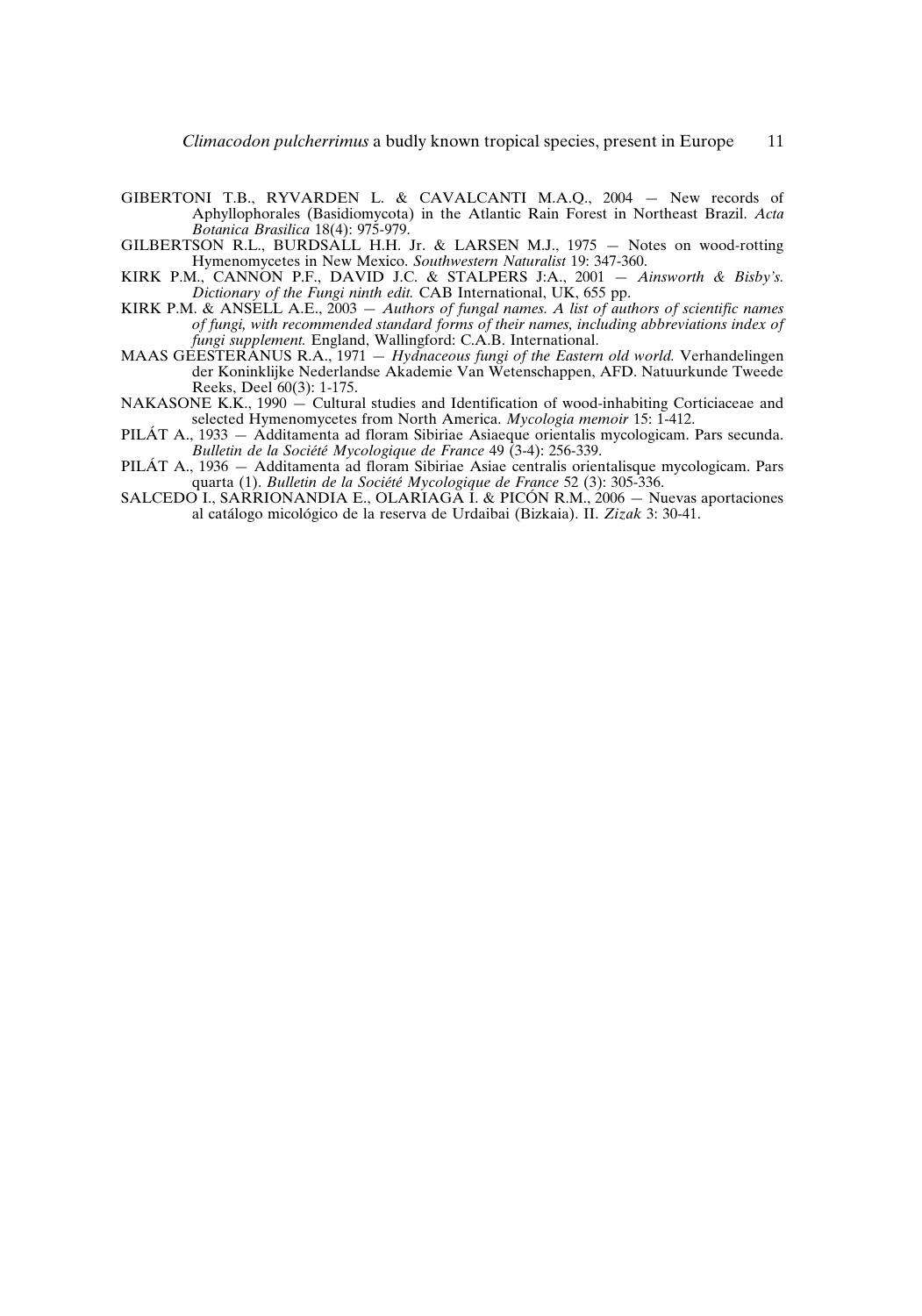GIBERTONI T.B., RYVARDEN L. & CAVALCANTI M.A.Q., 2004 — New records of Aphyllophorales (Basidiomycota) in the Atlantic Rain Forest in Northeast Brazil. *Acta Botanica Brasilica* 18(4): 975-979.

GILBERTSON R.L., BURDSALL H.H. Jr. & LARSEN M.J., 1975 — Notes on wood-rotting Hymenomycetes in New Mexico. *Southwestern Naturalist* 19: 347-360.

KIRK P.M., CANNON P.F., DAVID J.C. & STALPERS J:A., 2001 — *Ainsworth & Bisby's. Dictionary of the Fungi ninth edit.* CAB International, UK, 655 pp.

KIRK P.M. & ANSELL A.E., 2003 — *Authors of fungal names. A list of authors of scientific names of fungi, with recommended standard forms of their names, including abbreviations index of fungi supplement.* England, Wallingford: C.A.B. International.

MAAS GEESTERANUS R.A., 1971 — *Hydnaceous fungi of the Eastern old world.* Verhandelingen der Koninklijke Nederlandse Akademie Van Wetenschappen, AFD. Natuurkunde Tweede Reeks, Deel 60(3): 1-175.

NAKASONE K.K., 1990 — Cultural studies and Identification of wood-inhabiting Corticiaceae and selected Hymenomycetes from North America. *Mycologia memoir* 15: 1-412.

PILÁT A., 1933 — Additamenta ad floram Sibiriae Asiaeque orientalis mycologicam. Pars secunda. *Bulletin de la Société Mycologique de France* 49 (3-4): 256-339.

PILÁT A., 1936 — Additamenta ad floram Sibiriae Asiae centralis orientalisque mycologicam. Pars quarta (1). *Bulletin de la Société Mycologique de France* 52 (3): 305-336.

SALCEDO I., SARRIONANDIA E., OLARIAGA I. & PICÓN R.M., 2006 — Nuevas aportaciones al catálogo micológico de la reserva de Urdaibai (Bizkaia). II. *Zizak* 3: 30-41.